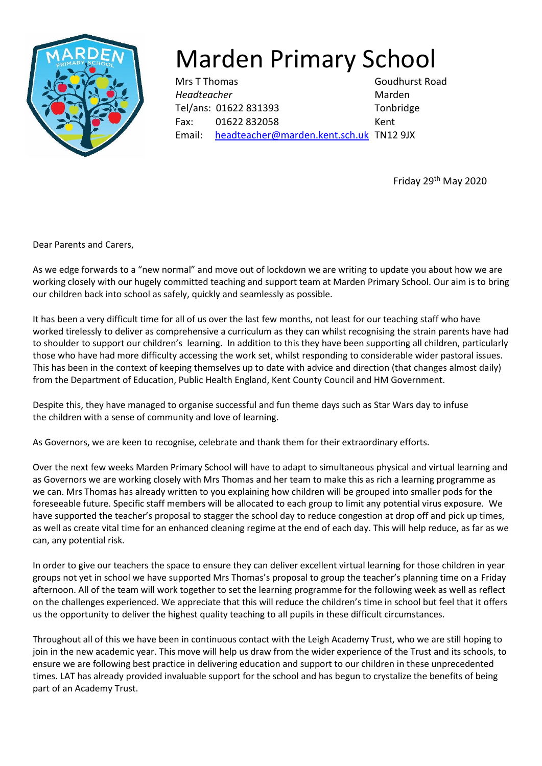# Marden Primary School

Mrs T Thomas
*Headteacher*
Tel/ans: 01622 831393
Fax: 01622 832058
Email: headteacher@marden.kent.sch.uk

Goudhurst Road
Marden
Tonbridge
Kent
TN12 9JX

Friday 29th May 2020

Dear Parents and Carers,

As we edge forwards to a "new normal" and move out of lockdown we are writing to update you about how we are working closely with our hugely committed teaching and support team at Marden Primary School. Our aim is to bring our children back into school as safely, quickly and seamlessly as possible.

It has been a very difficult time for all of us over the last few months, not least for our teaching staff who have worked tirelessly to deliver as comprehensive a curriculum as they can whilst recognising the strain parents have had to shoulder to support our children's learning. In addition to this they have been supporting all children, particularly those who have had more difficulty accessing the work set, whilst responding to considerable wider pastoral issues. This has been in the context of keeping themselves up to date with advice and direction (that changes almost daily) from the Department of Education, Public Health England, Kent County Council and HM Government.

Despite this, they have managed to organise successful and fun theme days such as Star Wars day to infuse the children with a sense of community and love of learning.

As Governors, we are keen to recognise, celebrate and thank them for their extraordinary efforts.

Over the next few weeks Marden Primary School will have to adapt to simultaneous physical and virtual learning and as Governors we are working closely with Mrs Thomas and her team to make this as rich a learning programme as we can. Mrs Thomas has already written to you explaining how children will be grouped into smaller pods for the foreseeable future. Specific staff members will be allocated to each group to limit any potential virus exposure. We have supported the teacher's proposal to stagger the school day to reduce congestion at drop off and pick up times, as well as create vital time for an enhanced cleaning regime at the end of each day. This will help reduce, as far as we can, any potential risk.

In order to give our teachers the space to ensure they can deliver excellent virtual learning for those children in year groups not yet in school we have supported Mrs Thomas's proposal to group the teacher's planning time on a Friday afternoon. All of the team will work together to set the learning programme for the following week as well as reflect on the challenges experienced. We appreciate that this will reduce the children's time in school but feel that it offers us the opportunity to deliver the highest quality teaching to all pupils in these difficult circumstances.

Throughout all of this we have been in continuous contact with the Leigh Academy Trust, who we are still hoping to join in the new academic year. This move will help us draw from the wider experience of the Trust and its schools, to ensure we are following best practice in delivering education and support to our children in these unprecedented times. LAT has already provided invaluable support for the school and has begun to crystalize the benefits of being part of an Academy Trust.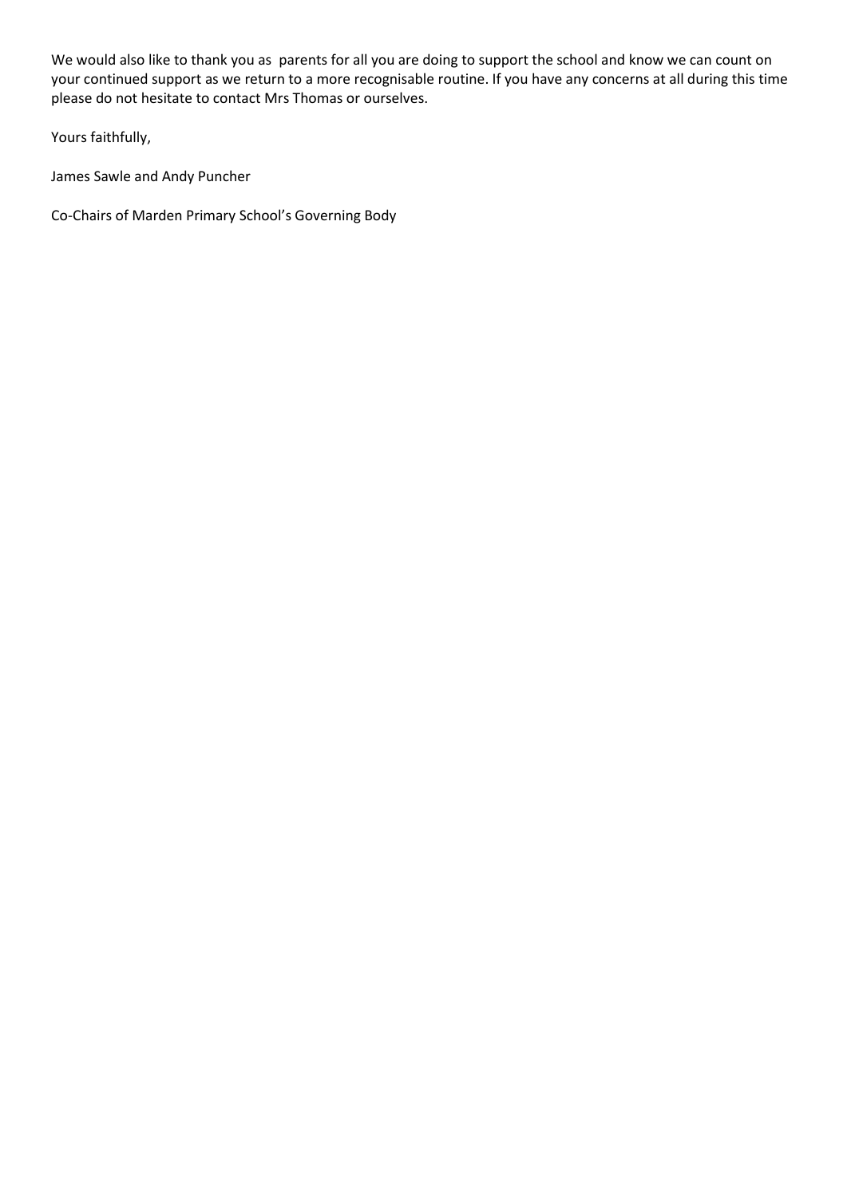We would also like to thank you as parents for all you are doing to support the school and know we can count on your continued support as we return to a more recognisable routine. If you have any concerns at all during this time please do not hesitate to contact Mrs Thomas or ourselves.

Yours faithfully,

James Sawle and Andy Puncher

Co-Chairs of Marden Primary School's Governing Body